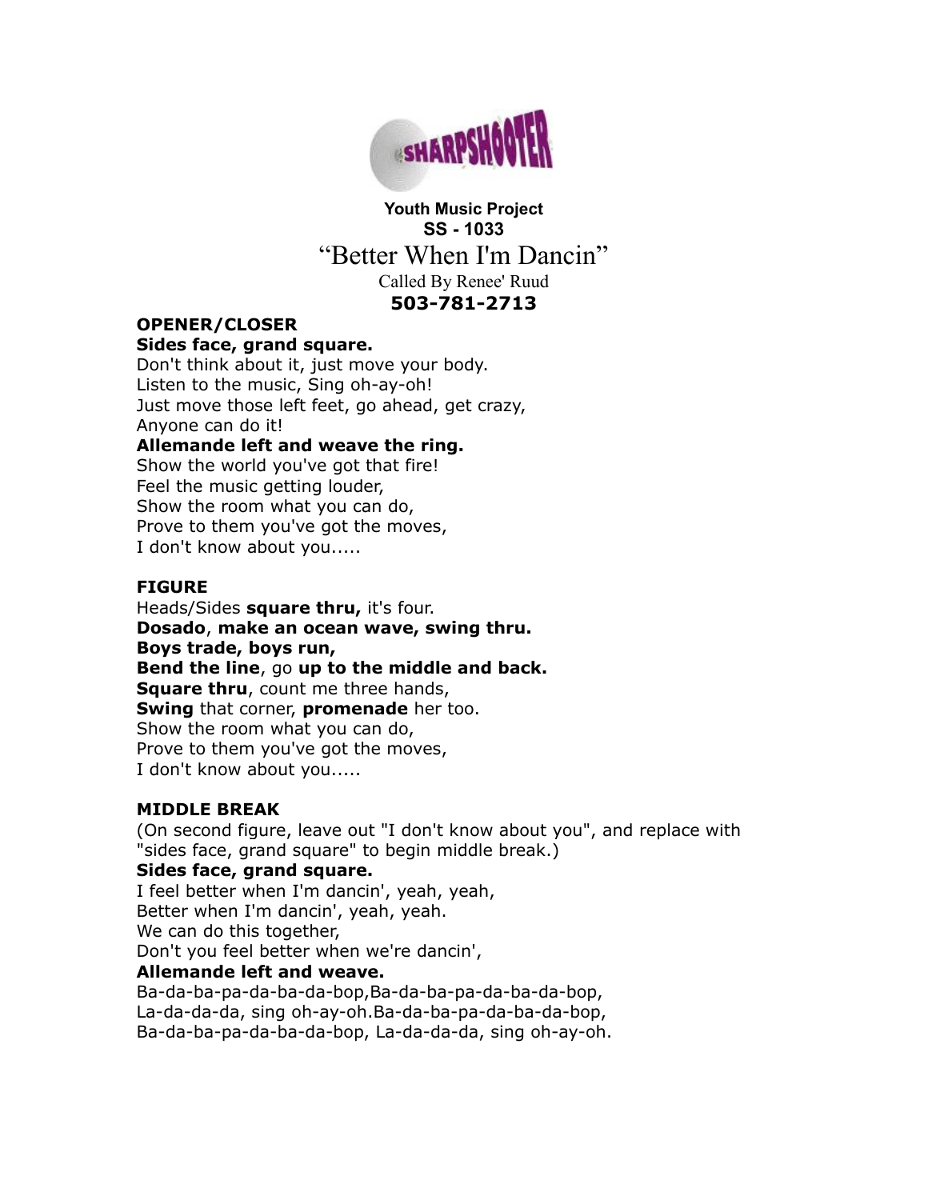**Youth Music Project**
**SS - 1033**

# "Better When I'm Dancin"

Called By Renee' Ruud
**503-781-2713**

**OPENER/CLOSER**
**Sides face, grand square.**
Don't think about it, just move your body.
Listen to the music, Sing oh-ay-oh!
Just move those left feet, go ahead, get crazy,
Anyone can do it!
**Allemande left and weave the ring.**
Show the world you've got that fire!
Feel the music getting louder,
Show the room what you can do,
Prove to them you've got the moves,
I don't know about you.....

**FIGURE**
Heads/Sides **square thru,** it's four.
**Dosado**, **make an ocean wave, swing thru.**
**Boys trade, boys run,**
**Bend the line**, go **up to the middle and back.**
**Square thru**, count me three hands,
**Swing** that corner, **promenade** her too.
Show the room what you can do,
Prove to them you've got the moves,
I don't know about you.....

**MIDDLE BREAK**
(On second figure, leave out "I don't know about you", and replace with "sides face, grand square" to begin middle break.)
**Sides face, grand square.**
I feel better when I'm dancin', yeah, yeah,
Better when I'm dancin', yeah, yeah.
We can do this together,
Don't you feel better when we're dancin',
**Allemande left and weave.**
Ba-da-ba-pa-da-ba-da-bop,Ba-da-ba-pa-da-ba-da-bop,
La-da-da-da, sing oh-ay-oh.Ba-da-ba-pa-da-ba-da-bop,
Ba-da-ba-pa-da-ba-da-bop, La-da-da-da, sing oh-ay-oh.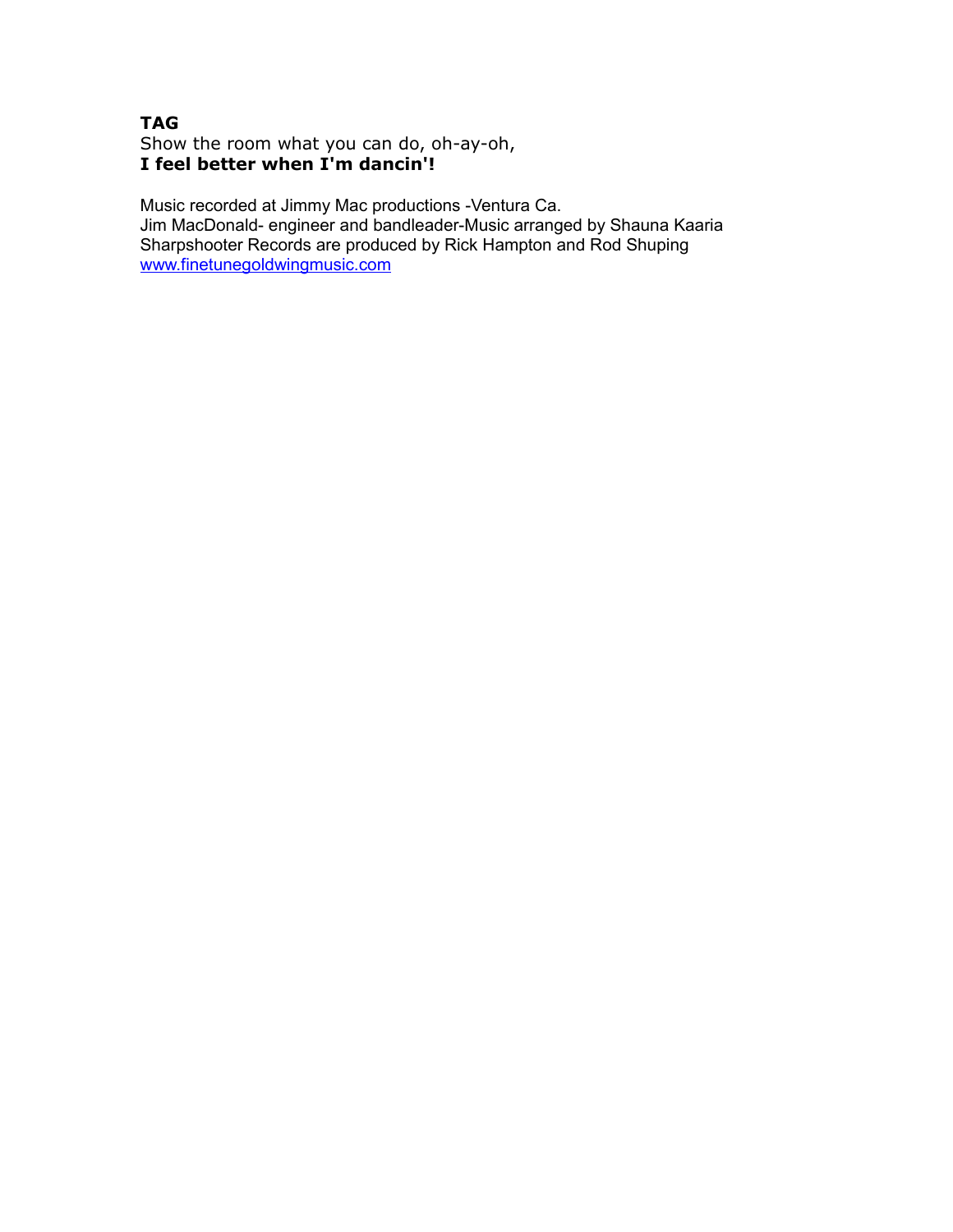**TAG**
Show the room what you can do, oh-ay-oh,
**I feel better when I'm dancin'!**

Music recorded at Jimmy Mac productions -Ventura Ca.
Jim MacDonald- engineer and bandleader-Music arranged by Shauna Kaaria
Sharpshooter Records are produced by Rick Hampton and Rod Shuping
[www.finetunegoldwingmusic.com](http://www.finetunegoldwingmusic.com)